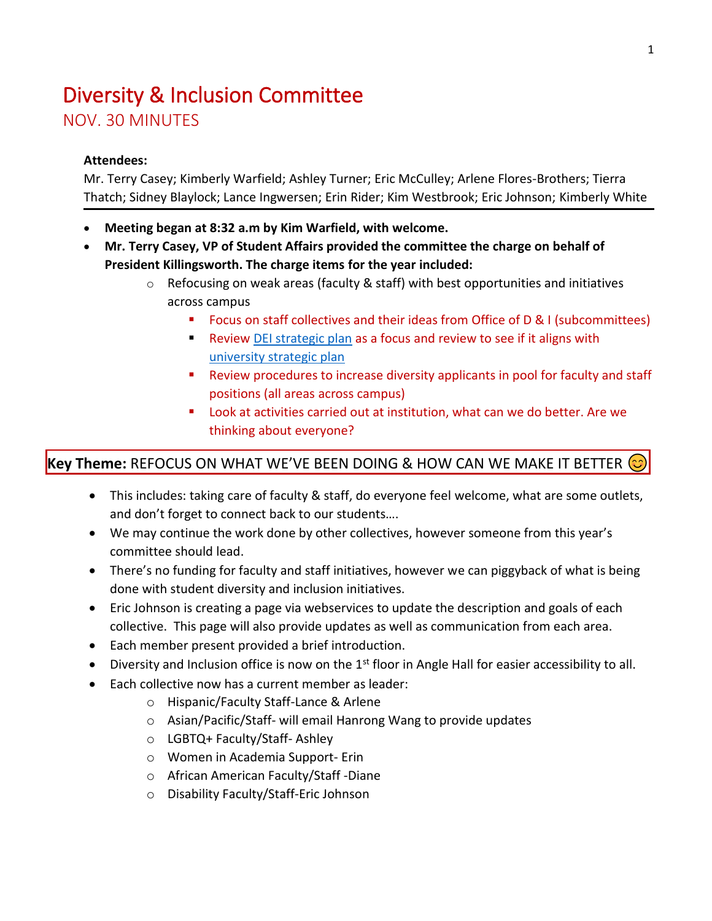# Diversity & Inclusion Committee

## NOV. 30 MINUTES

**Attendees:**
Mr. Terry Casey; Kimberly Warfield; Ashley Turner; Eric McCulley; Arlene Flores-Brothers; Tierra Thatch; Sidney Blaylock; Lance Ingwersen; Erin Rider; Kim Westbrook; Eric Johnson; Kimberly White

---

- **Meeting began at 8:32 a.m by Kim Warfield, with welcome.**
- **Mr. Terry Casey, VP of Student Affairs provided the committee the charge on behalf of President Killingsworth. The charge items for the year included:**
  - Refocusing on weak areas (faculty & staff) with best opportunities and initiatives across campus
    - Focus on staff collectives and their ideas from Office of D & I (subcommittees)
    - Review DEI strategic plan as a focus and review to see if it aligns with university strategic plan
    - Review procedures to increase diversity applicants in pool for faculty and staff positions (all areas across campus)
    - Look at activities carried out at institution, what can we do better. Are we thinking about everyone?

**Key Theme:** REFOCUS ON WHAT WE'VE BEEN DOING & HOW CAN WE MAKE IT BETTER 😊

- This includes: taking care of faculty & staff, do everyone feel welcome, what are some outlets, and don't forget to connect back to our students….
- We may continue the work done by other collectives, however someone from this year's committee should lead.
- There's no funding for faculty and staff initiatives, however we can piggyback of what is being done with student diversity and inclusion initiatives.
- Eric Johnson is creating a page via webservices to update the description and goals of each collective. This page will also provide updates as well as communication from each area.
- Each member present provided a brief introduction.
- Diversity and Inclusion office is now on the 1st floor in Angle Hall for easier accessibility to all.
- Each collective now has a current member as leader:
  - Hispanic/Faculty Staff-Lance & Arlene
  - Asian/Pacific/Staff- will email Hanrong Wang to provide updates
  - LGBTQ+ Faculty/Staff- Ashley
  - Women in Academia Support- Erin
  - African American Faculty/Staff -Diane
  - Disability Faculty/Staff-Eric Johnson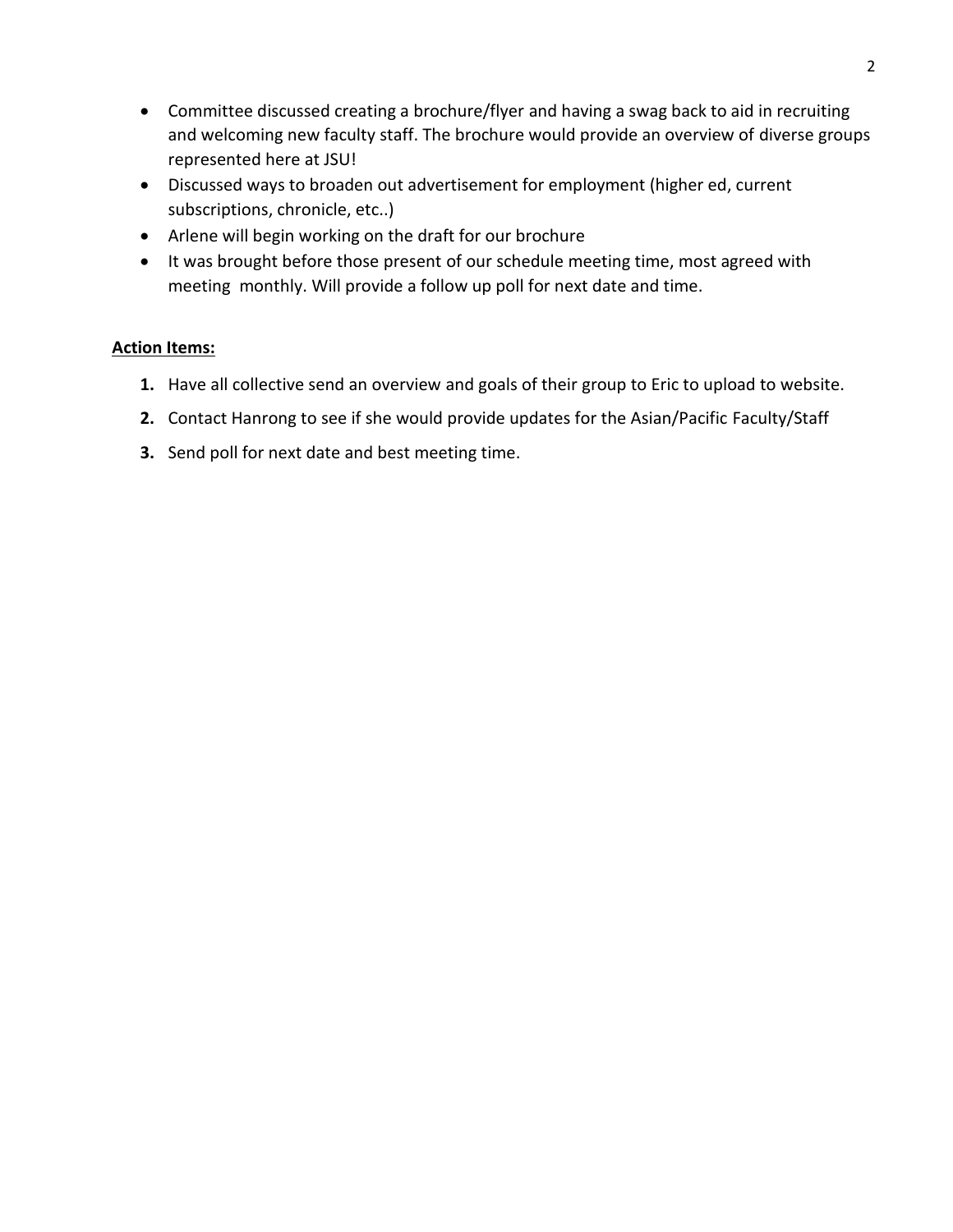- Committee discussed creating a brochure/flyer and having a swag back to aid in recruiting and welcoming new faculty staff. The brochure would provide an overview of diverse groups represented here at JSU!
- Discussed ways to broaden out advertisement for employment (higher ed, current subscriptions, chronicle, etc..)
- Arlene will begin working on the draft for our brochure
- It was brought before those present of our schedule meeting time, most agreed with meeting monthly. Will provide a follow up poll for next date and time.

**Action Items:**

1. Have all collective send an overview and goals of their group to Eric to upload to website.
2. Contact Hanrong to see if she would provide updates for the Asian/Pacific Faculty/Staff
3. Send poll for next date and best meeting time.